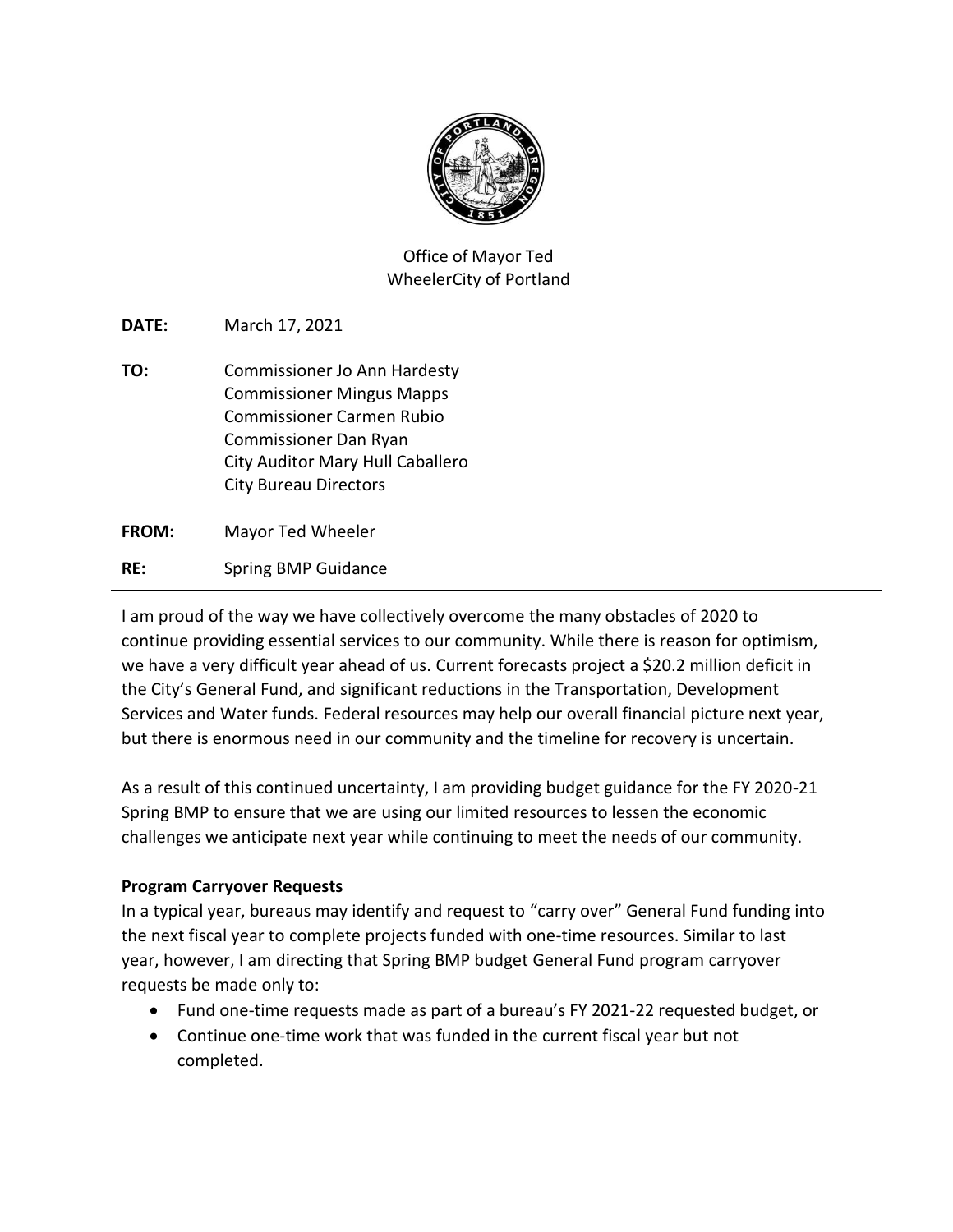Office of Mayor Ted WheelerCity of Portland

**DATE:** March 17, 2021

**TO:** Commissioner Jo Ann Hardesty
Commissioner Mingus Mapps
Commissioner Carmen Rubio
Commissioner Dan Ryan
City Auditor Mary Hull Caballero
City Bureau Directors

**FROM:** Mayor Ted Wheeler

**RE:** Spring BMP Guidance

---

I am proud of the way we have collectively overcome the many obstacles of 2020 to continue providing essential services to our community. While there is reason for optimism, we have a very difficult year ahead of us. Current forecasts project a $20.2 million deficit in the City's General Fund, and significant reductions in the Transportation, Development Services and Water funds. Federal resources may help our overall financial picture next year, but there is enormous need in our community and the timeline for recovery is uncertain.

As a result of this continued uncertainty, I am providing budget guidance for the FY 2020-21 Spring BMP to ensure that we are using our limited resources to lessen the economic challenges we anticipate next year while continuing to meet the needs of our community.

**Program Carryover Requests**

In a typical year, bureaus may identify and request to "carry over" General Fund funding into the next fiscal year to complete projects funded with one-time resources. Similar to last year, however, I am directing that Spring BMP budget General Fund program carryover requests be made only to:

- Fund one-time requests made as part of a bureau's FY 2021-22 requested budget, or
- Continue one-time work that was funded in the current fiscal year but not completed.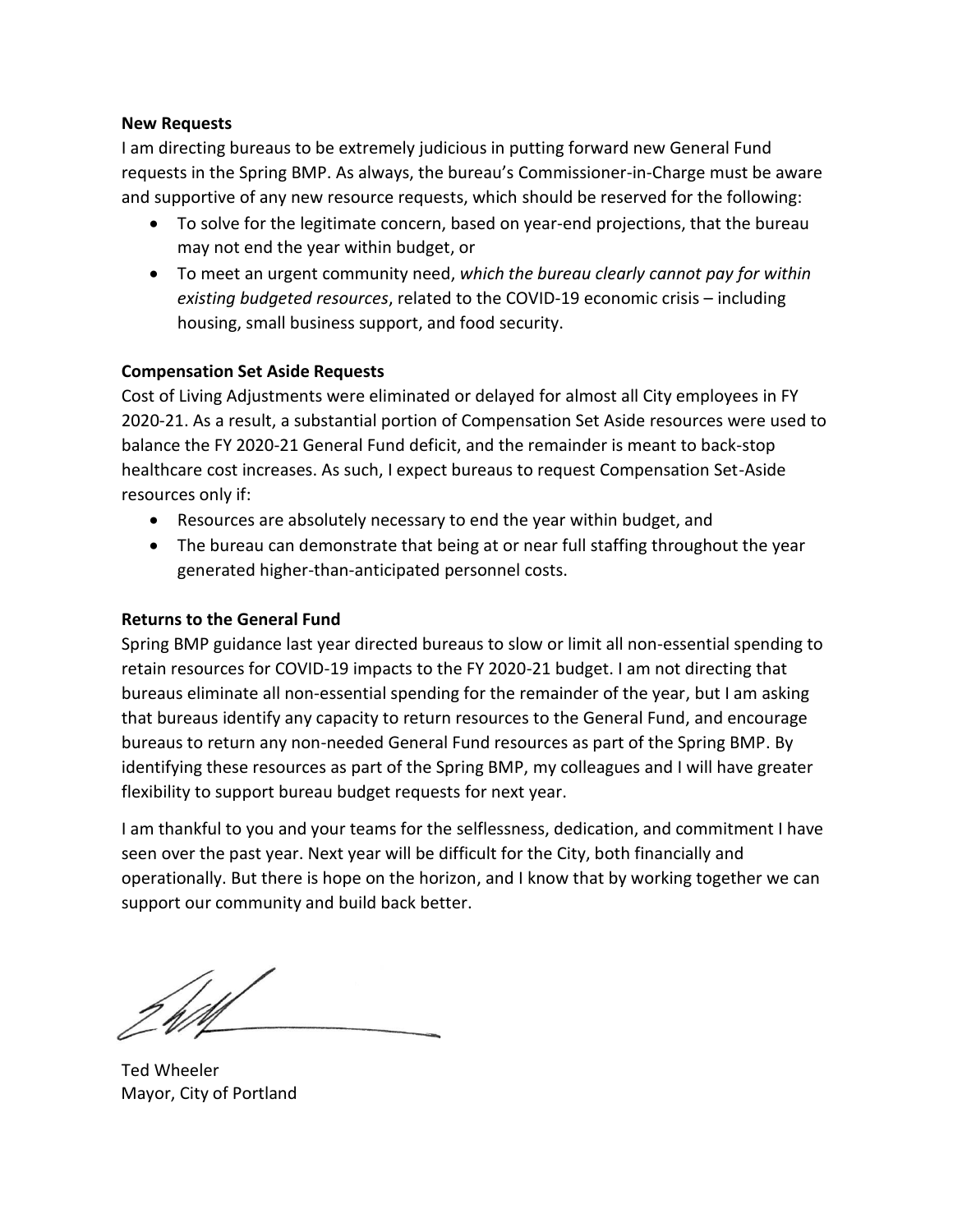**New Requests**

I am directing bureaus to be extremely judicious in putting forward new General Fund requests in the Spring BMP. As always, the bureau's Commissioner-in-Charge must be aware and supportive of any new resource requests, which should be reserved for the following:

- To solve for the legitimate concern, based on year-end projections, that the bureau may not end the year within budget, or
- To meet an urgent community need, *which the bureau clearly cannot pay for within existing budgeted resources*, related to the COVID-19 economic crisis – including housing, small business support, and food security.

**Compensation Set Aside Requests**

Cost of Living Adjustments were eliminated or delayed for almost all City employees in FY 2020-21. As a result, a substantial portion of Compensation Set Aside resources were used to balance the FY 2020-21 General Fund deficit, and the remainder is meant to back-stop healthcare cost increases. As such, I expect bureaus to request Compensation Set-Aside resources only if:

- Resources are absolutely necessary to end the year within budget, and
- The bureau can demonstrate that being at or near full staffing throughout the year generated higher-than-anticipated personnel costs.

**Returns to the General Fund**

Spring BMP guidance last year directed bureaus to slow or limit all non-essential spending to retain resources for COVID-19 impacts to the FY 2020-21 budget. I am not directing that bureaus eliminate all non-essential spending for the remainder of the year, but I am asking that bureaus identify any capacity to return resources to the General Fund, and encourage bureaus to return any non-needed General Fund resources as part of the Spring BMP. By identifying these resources as part of the Spring BMP, my colleagues and I will have greater flexibility to support bureau budget requests for next year.

I am thankful to you and your teams for the selflessness, dedication, and commitment I have seen over the past year. Next year will be difficult for the City, both financially and operationally. But there is hope on the horizon, and I know that by working together we can support our community and build back better.

Ted Wheeler
Mayor, City of Portland